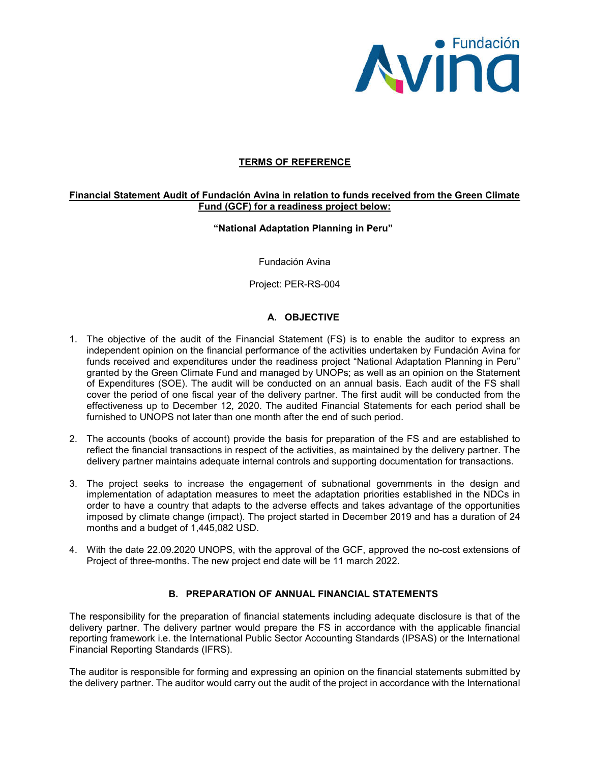**TERMS OF REFERENCE**

**Financial Statement Audit of Fundación Avina in relation to funds received from the Green Climate Fund (GCF) for a readiness project below:**

**"National Adaptation Planning in Peru"**

Fundación Avina

Project: PER-RS-004

## A. OBJECTIVE

1. The objective of the audit of the Financial Statement (FS) is to enable the auditor to express an independent opinion on the financial performance of the activities undertaken by Fundación Avina for funds received and expenditures under the readiness project "National Adaptation Planning in Peru" granted by the Green Climate Fund and managed by UNOPs; as well as an opinion on the Statement of Expenditures (SOE). The audit will be conducted on an annual basis. Each audit of the FS shall cover the period of one fiscal year of the delivery partner. The first audit will be conducted from the effectiveness up to December 12, 2020. The audited Financial Statements for each period shall be furnished to UNOPS not later than one month after the end of such period.

2. The accounts (books of account) provide the basis for preparation of the FS and are established to reflect the financial transactions in respect of the activities, as maintained by the delivery partner. The delivery partner maintains adequate internal controls and supporting documentation for transactions.

3. The project seeks to increase the engagement of subnational governments in the design and implementation of adaptation measures to meet the adaptation priorities established in the NDCs in order to have a country that adapts to the adverse effects and takes advantage of the opportunities imposed by climate change (impact). The project started in December 2019 and has a duration of 24 months and a budget of 1,445,082 USD.

4. With the date 22.09.2020 UNOPS, with the approval of the GCF, approved the no-cost extensions of Project of three-months. The new project end date will be 11 march 2022.

## B. PREPARATION OF ANNUAL FINANCIAL STATEMENTS

The responsibility for the preparation of financial statements including adequate disclosure is that of the delivery partner. The delivery partner would prepare the FS in accordance with the applicable financial reporting framework i.e. the International Public Sector Accounting Standards (IPSAS) or the International Financial Reporting Standards (IFRS).

The auditor is responsible for forming and expressing an opinion on the financial statements submitted by the delivery partner. The auditor would carry out the audit of the project in accordance with the International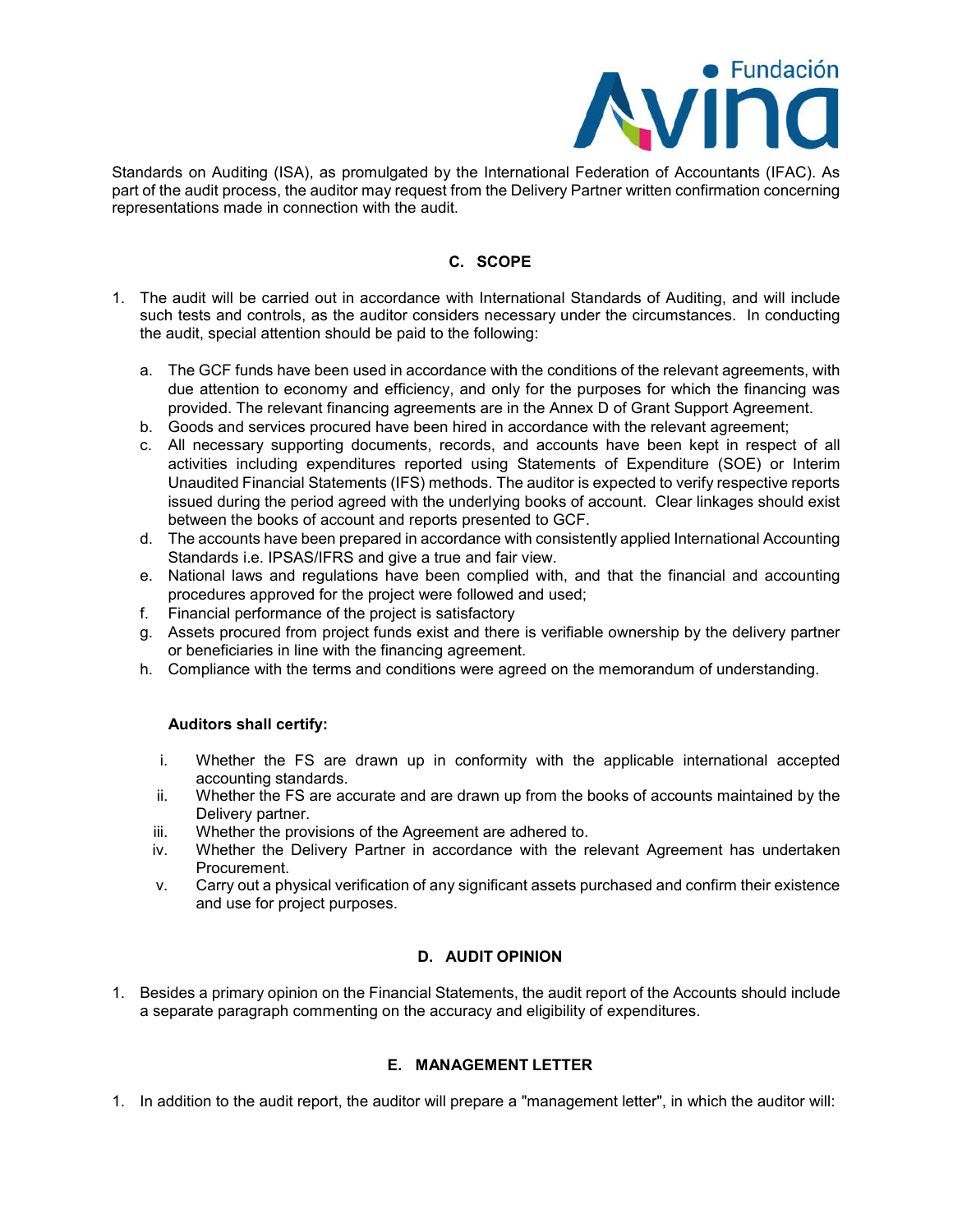Standards on Auditing (ISA), as promulgated by the International Federation of Accountants (IFAC). As part of the audit process, the auditor may request from the Delivery Partner written confirmation concerning representations made in connection with the audit.

## C. SCOPE

1. The audit will be carried out in accordance with International Standards of Auditing, and will include such tests and controls, as the auditor considers necessary under the circumstances. In conducting the audit, special attention should be paid to the following:

   a. The GCF funds have been used in accordance with the conditions of the relevant agreements, with due attention to economy and efficiency, and only for the purposes for which the financing was provided. The relevant financing agreements are in the Annex D of Grant Support Agreement.
   b. Goods and services procured have been hired in accordance with the relevant agreement;
   c. All necessary supporting documents, records, and accounts have been kept in respect of all activities including expenditures reported using Statements of Expenditure (SOE) or Interim Unaudited Financial Statements (IFS) methods. The auditor is expected to verify respective reports issued during the period agreed with the underlying books of account. Clear linkages should exist between the books of account and reports presented to GCF.
   d. The accounts have been prepared in accordance with consistently applied International Accounting Standards i.e. IPSAS/IFRS and give a true and fair view.
   e. National laws and regulations have been complied with, and that the financial and accounting procedures approved for the project were followed and used;
   f. Financial performance of the project is satisfactory
   g. Assets procured from project funds exist and there is verifiable ownership by the delivery partner or beneficiaries in line with the financing agreement.
   h. Compliance with the terms and conditions were agreed on the memorandum of understanding.

   **Auditors shall certify:**

   i. Whether the FS are drawn up in conformity with the applicable international accepted accounting standards.
   ii. Whether the FS are accurate and are drawn up from the books of accounts maintained by the Delivery partner.
   iii. Whether the provisions of the Agreement are adhered to.
   iv. Whether the Delivery Partner in accordance with the relevant Agreement has undertaken Procurement.
   v. Carry out a physical verification of any significant assets purchased and confirm their existence and use for project purposes.

## D. AUDIT OPINION

1. Besides a primary opinion on the Financial Statements, the audit report of the Accounts should include a separate paragraph commenting on the accuracy and eligibility of expenditures.

## E. MANAGEMENT LETTER

1. In addition to the audit report, the auditor will prepare a "management letter", in which the auditor will: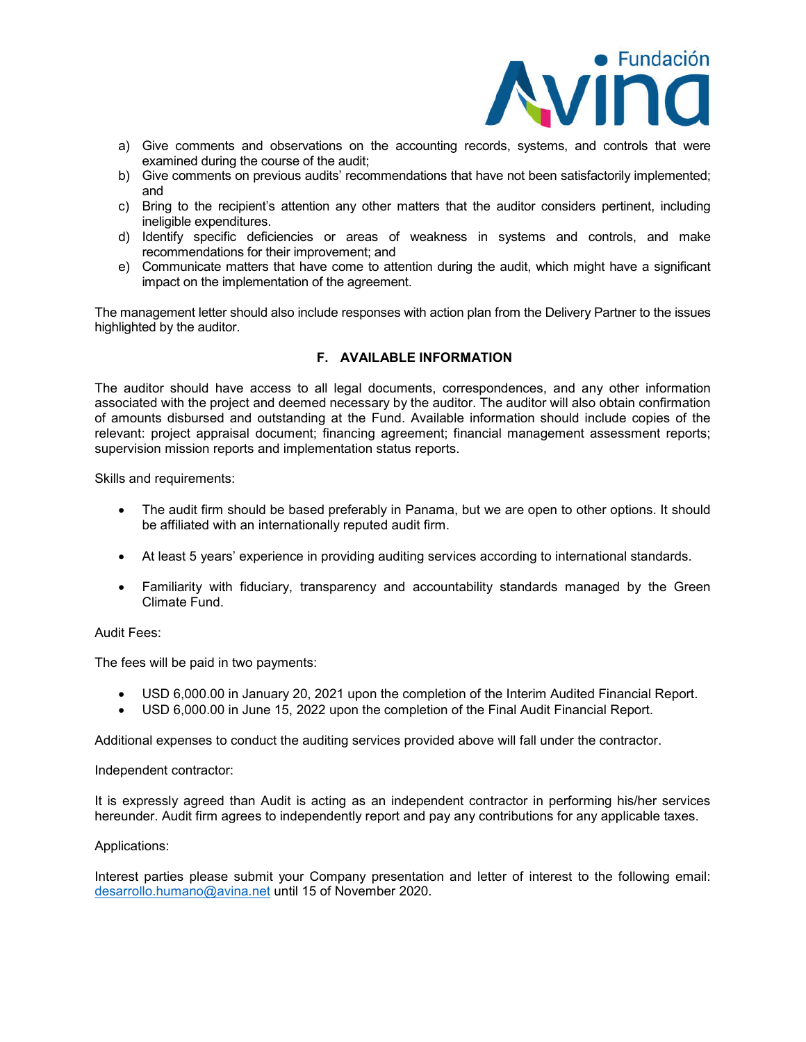a) Give comments and observations on the accounting records, systems, and controls that were examined during the course of the audit;
b) Give comments on previous audits' recommendations that have not been satisfactorily implemented; and
c) Bring to the recipient's attention any other matters that the auditor considers pertinent, including ineligible expenditures.
d) Identify specific deficiencies or areas of weakness in systems and controls, and make recommendations for their improvement; and
e) Communicate matters that have come to attention during the audit, which might have a significant impact on the implementation of the agreement.

The management letter should also include responses with action plan from the Delivery Partner to the issues highlighted by the auditor.

## F. AVAILABLE INFORMATION

The auditor should have access to all legal documents, correspondences, and any other information associated with the project and deemed necessary by the auditor. The auditor will also obtain confirmation of amounts disbursed and outstanding at the Fund. Available information should include copies of the relevant: project appraisal document; financing agreement; financial management assessment reports; supervision mission reports and implementation status reports.

Skills and requirements:

- The audit firm should be based preferably in Panama, but we are open to other options. It should be affiliated with an internationally reputed audit firm.
- At least 5 years' experience in providing auditing services according to international standards.
- Familiarity with fiduciary, transparency and accountability standards managed by the Green Climate Fund.

Audit Fees:

The fees will be paid in two payments:

- USD 6,000.00 in January 20, 2021 upon the completion of the Interim Audited Financial Report.
- USD 6,000.00 in June 15, 2022 upon the completion of the Final Audit Financial Report.

Additional expenses to conduct the auditing services provided above will fall under the contractor.

Independent contractor:

It is expressly agreed than Audit is acting as an independent contractor in performing his/her services hereunder. Audit firm agrees to independently report and pay any contributions for any applicable taxes.

Applications:

Interest parties please submit your Company presentation and letter of interest to the following email: desarrollo.humano@avina.net until 15 of November 2020.